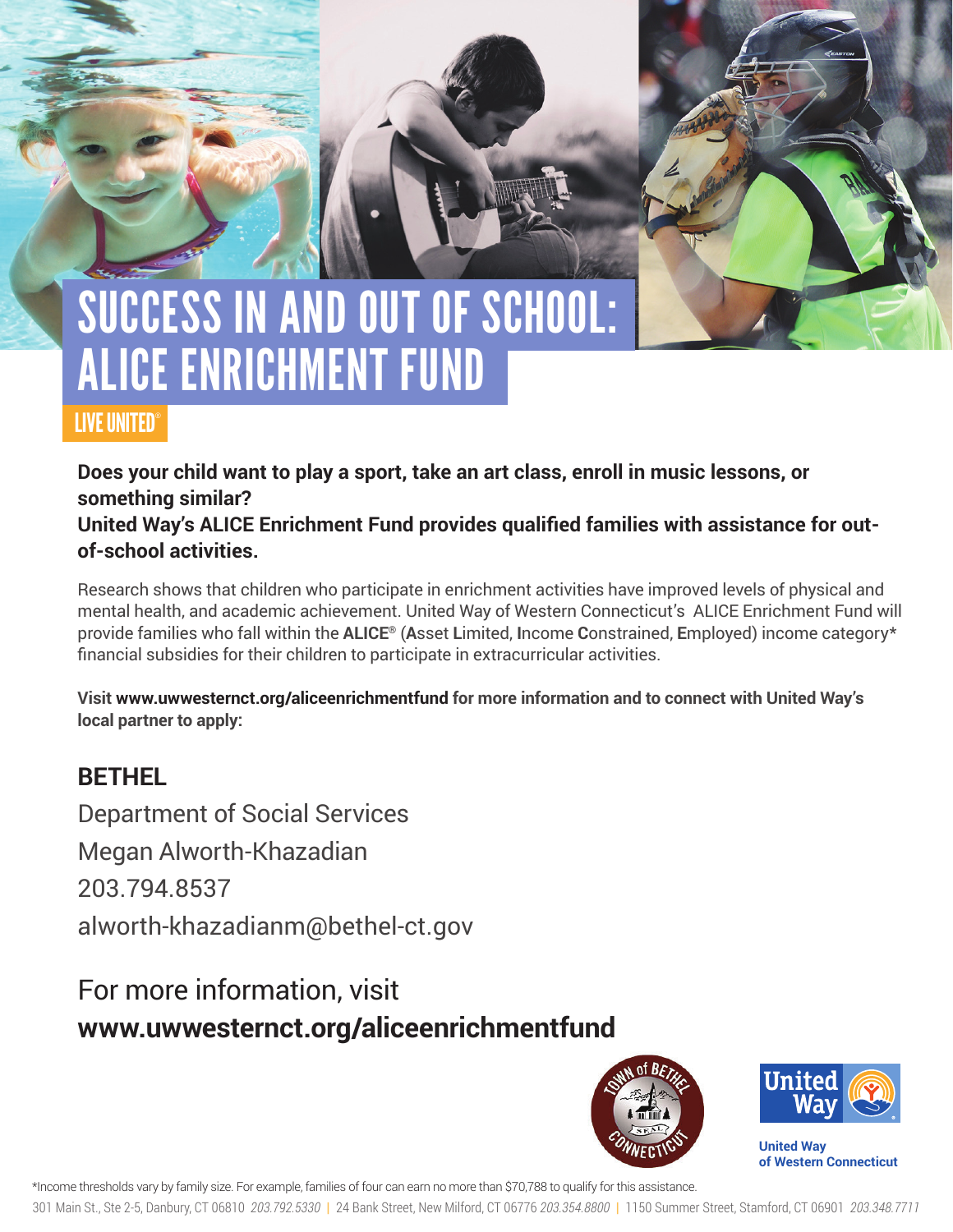# SUCCESS IN AND OUT OF SCHOOL: ALICE ENRICHMENT FUND

LIVE UNITED®

**Does your child want to play a sport, take an art class, enroll in music lessons, or something similar?**
**United Way's ALICE Enrichment Fund provides qualified families with assistance for out-of-school activities.**

Research shows that children who participate in enrichment activities have improved levels of physical and mental health, and academic achievement. United Way of Western Connecticut's ALICE Enrichment Fund will provide families who fall within the **ALICE®** (**A**sset **L**imited, **I**ncome **C**onstrained, **E**mployed) income category* financial subsidies for their children to participate in extracurricular activities.

**Visit www.uwwesternct.org/aliceenrichmentfund for more information and to connect with United Way's local partner to apply:**

## BETHEL

Department of Social Services
Megan Alworth-Khazadian
203.794.8537
alworth-khazadianm@bethel-ct.gov

For more information, visit
**www.uwwesternct.org/aliceenrichmentfund**

Town of Bethel Connecticut Seal

United Way
United Way of Western Connecticut

*Income thresholds vary by family size. For example, families of four can earn no more than $70,788 to qualify for this assistance.

301 Main St., Ste 2-5, Danbury, CT 06810 *203.792.5330* | 24 Bank Street, New Milford, CT 06776 *203.354.8800* | 1150 Summer Street, Stamford, CT 06901 *203.348.7711*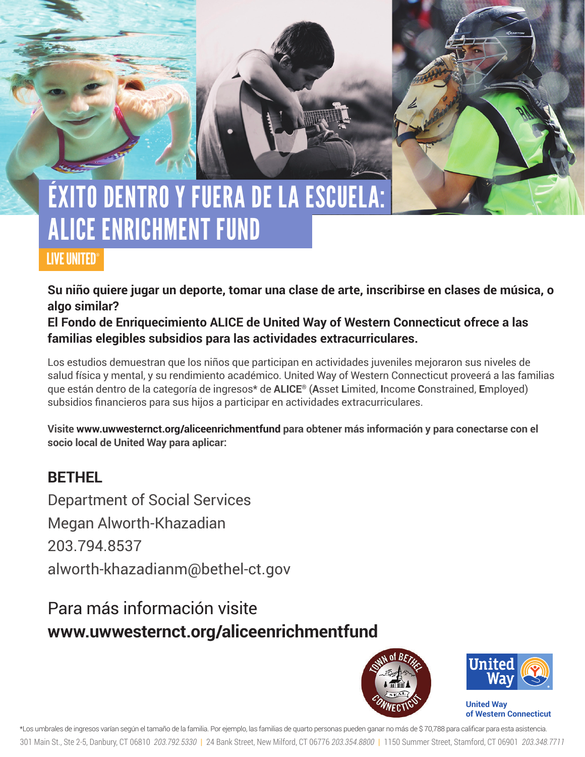# ÉXITO DENTRO Y FUERA DE LA ESCUELA: ALICE ENRICHMENT FUND

LIVE UNITED®

**Su niño quiere jugar un deporte, tomar una clase de arte, inscribirse en clases de música, o algo similar?**
**El Fondo de Enriquecimiento ALICE de United Way of Western Connecticut ofrece a las familias elegibles subsidios para las actividades extracurriculares.**

Los estudios demuestran que los niños que participan en actividades juveniles mejoraron sus niveles de salud física y mental, y su rendimiento académico. United Way of Western Connecticut proveerá a las familias que están dentro de la categoría de ingresos* de **ALICE®** (**A**sset **L**imited, **I**ncome **C**onstrained, **E**mployed) subsidios financieros para sus hijos a participar en actividades extracurriculares.

**Visite www.uwwesternct.org/aliceenrichmentfund para obtener más información y para conectarse con el socio local de United Way para aplicar:**

## BETHEL

Department of Social Services
Megan Alworth-Khazadian
203.794.8537
alworth-khazadianm@bethel-ct.gov

Para más información visite
**www.uwwesternct.org/aliceenrichmentfund**

TOWN of BETHEL CONNECTICUT SEAL

United Way
United Way of Western Connecticut

*Los umbrales de ingresos varían según el tamaño de la familia. Por ejemplo, las familias de quarto personas pueden ganar no más de $ 70,788 para calificar para esta asistencia.

301 Main St., Ste 2-5, Danbury, CT 06810 *203.792.5330* | 24 Bank Street, New Milford, CT 06776 *203.354.8800* | 1150 Summer Street, Stamford, CT 06901 *203.348.7711*